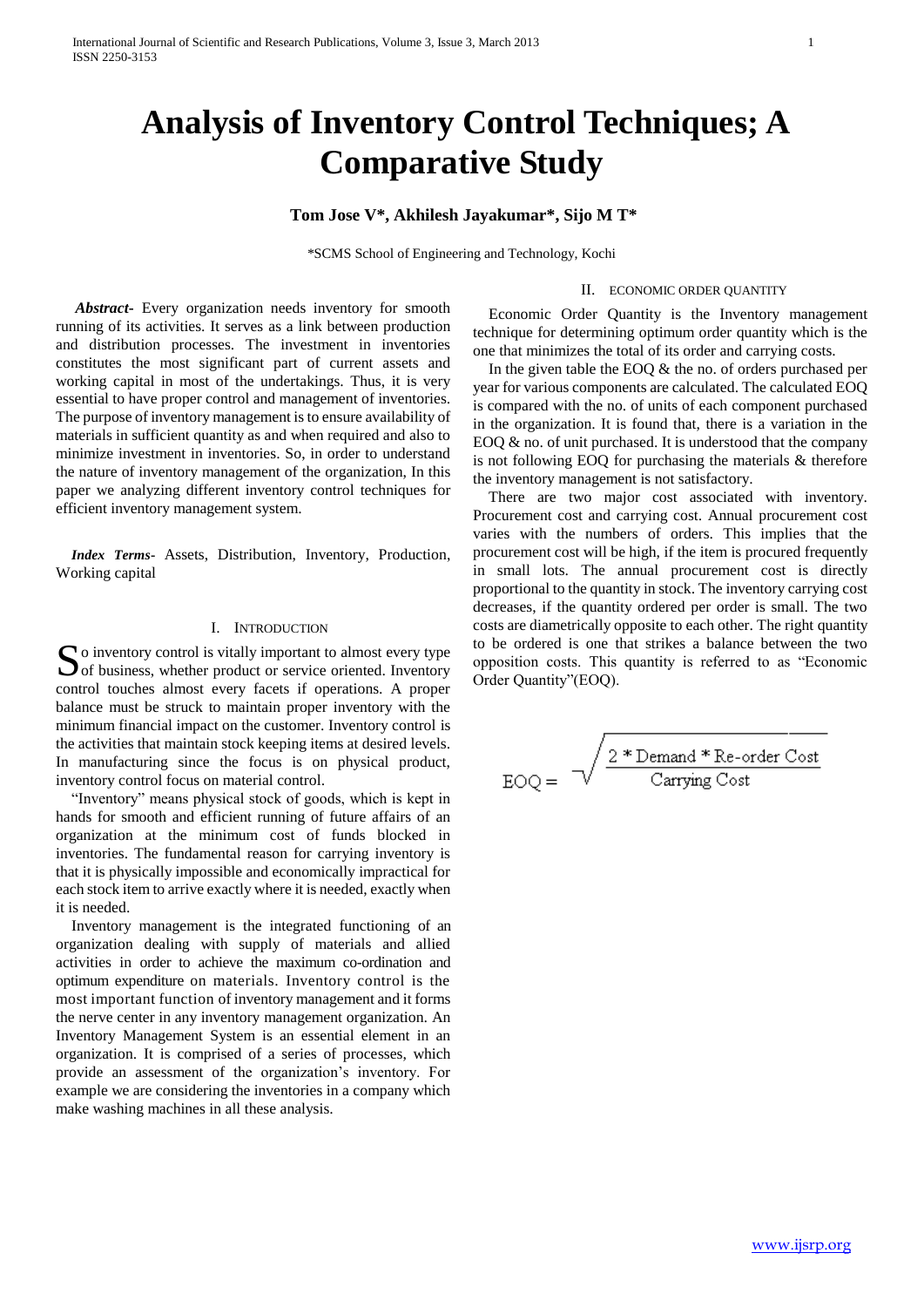# Analysis of Inventory Control Techniques; A Comparative Study

**Tom Jose V\*, Akhilesh Jayakumar\*, Sijo M T\***

\*SCMS School of Engineering and Technology, Kochi

***Abstract*-** Every organization needs inventory for smooth running of its activities. It serves as a link between production and distribution processes. The investment in inventories constitutes the most significant part of current assets and working capital in most of the undertakings. Thus, it is very essential to have proper control and management of inventories. The purpose of inventory management is to ensure availability of materials in sufficient quantity as and when required and also to minimize investment in inventories. So, in order to understand the nature of inventory management of the organization, In this paper we analyzing different inventory control techniques for efficient inventory management system.

***Index Terms*-** Assets, Distribution, Inventory, Production, Working capital

## I. Introduction

So inventory control is vitally important to almost every type of business, whether product or service oriented. Inventory control touches almost every facets if operations. A proper balance must be struck to maintain proper inventory with the minimum financial impact on the customer. Inventory control is the activities that maintain stock keeping items at desired levels. In manufacturing since the focus is on physical product, inventory control focus on material control.

"Inventory" means physical stock of goods, which is kept in hands for smooth and efficient running of future affairs of an organization at the minimum cost of funds blocked in inventories. The fundamental reason for carrying inventory is that it is physically impossible and economically impractical for each stock item to arrive exactly where it is needed, exactly when it is needed.

Inventory management is the integrated functioning of an organization dealing with supply of materials and allied activities in order to achieve the maximum co-ordination and optimum expenditure on materials. Inventory control is the most important function of inventory management and it forms the nerve center in any inventory management organization. An Inventory Management System is an essential element in an organization. It is comprised of a series of processes, which provide an assessment of the organization's inventory. For example we are considering the inventories in a company which make washing machines in all these analysis.

## II. Economic Order Quantity

Economic Order Quantity is the Inventory management technique for determining optimum order quantity which is the one that minimizes the total of its order and carrying costs.

In the given table the EOQ & the no. of orders purchased per year for various components are calculated. The calculated EOQ is compared with the no. of units of each component purchased in the organization. It is found that, there is a variation in the EOQ & no. of unit purchased. It is understood that the company is not following EOQ for purchasing the materials & therefore the inventory management is not satisfactory.

There are two major cost associated with inventory. Procurement cost and carrying cost. Annual procurement cost varies with the numbers of orders. This implies that the procurement cost will be high, if the item is procured frequently in small lots. The annual procurement cost is directly proportional to the quantity in stock. The inventory carrying cost decreases, if the quantity ordered per order is small. The two costs are diametrically opposite to each other. The right quantity to be ordered is one that strikes a balance between the two opposition costs. This quantity is referred to as "Economic Order Quantity"(EOQ).

$$EOQ = \sqrt{\frac{2 * \text{Demand} * \text{Re-order Cost}}{\text{Carrying Cost}}}$$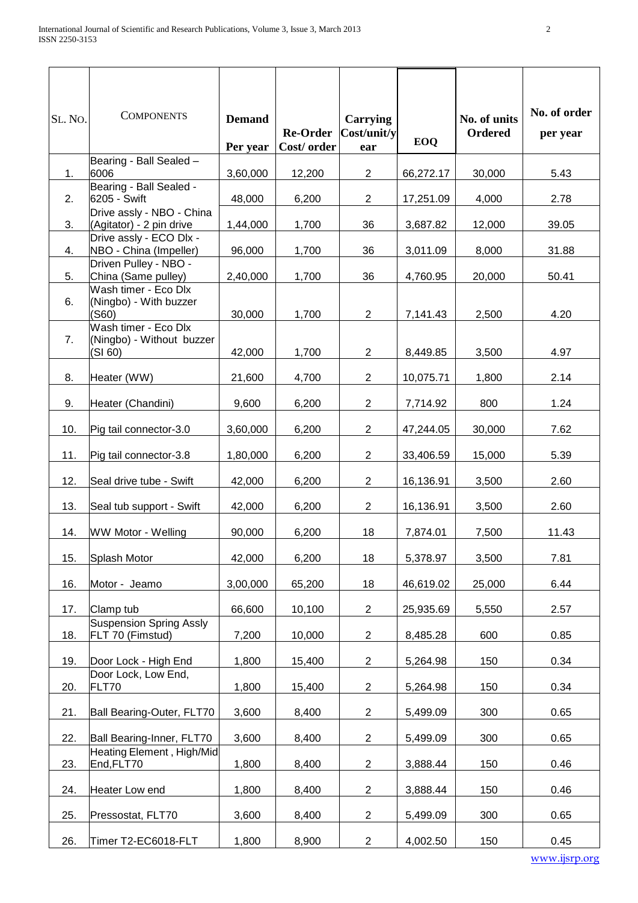| SL. NO. | COMPONENTS | Demand Per year | Re-Order Cost/ order | Carrying Cost/unit/year | EOQ | No. of units Ordered | No. of order per year |
|---|---|---|---|---|---|---|---|
| 1. | Bearing - Ball Sealed – 6006 | 3,60,000 | 12,200 | 2 | 66,272.17 | 30,000 | 5.43 |
| 2. | Bearing - Ball Sealed - 6205 - Swift | 48,000 | 6,200 | 2 | 17,251.09 | 4,000 | 2.78 |
| 3. | Drive assly - NBO - China (Agitator) - 2 pin drive | 1,44,000 | 1,700 | 36 | 3,687.82 | 12,000 | 39.05 |
| 4. | Drive assly - ECO Dlx - NBO - China (Impeller) | 96,000 | 1,700 | 36 | 3,011.09 | 8,000 | 31.88 |
| 5. | Driven Pulley - NBO - China (Same pulley) | 2,40,000 | 1,700 | 36 | 4,760.95 | 20,000 | 50.41 |
| 6. | Wash timer - Eco Dlx (Ningbo) - With buzzer (S60) | 30,000 | 1,700 | 2 | 7,141.43 | 2,500 | 4.20 |
| 7. | Wash timer - Eco Dlx (Ningbo) - Without buzzer (SI 60) | 42,000 | 1,700 | 2 | 8,449.85 | 3,500 | 4.97 |
| 8. | Heater (WW) | 21,600 | 4,700 | 2 | 10,075.71 | 1,800 | 2.14 |
| 9. | Heater (Chandini) | 9,600 | 6,200 | 2 | 7,714.92 | 800 | 1.24 |
| 10. | Pig tail connector-3.0 | 3,60,000 | 6,200 | 2 | 47,244.05 | 30,000 | 7.62 |
| 11. | Pig tail connector-3.8 | 1,80,000 | 6,200 | 2 | 33,406.59 | 15,000 | 5.39 |
| 12. | Seal drive tube - Swift | 42,000 | 6,200 | 2 | 16,136.91 | 3,500 | 2.60 |
| 13. | Seal tub support - Swift | 42,000 | 6,200 | 2 | 16,136.91 | 3,500 | 2.60 |
| 14. | WW Motor - Welling | 90,000 | 6,200 | 18 | 7,874.01 | 7,500 | 11.43 |
| 15. | Splash Motor | 42,000 | 6,200 | 18 | 5,378.97 | 3,500 | 7.81 |
| 16. | Motor - Jeamo | 3,00,000 | 65,200 | 18 | 46,619.02 | 25,000 | 6.44 |
| 17. | Clamp tub | 66,600 | 10,100 | 2 | 25,935.69 | 5,550 | 2.57 |
| 18. | Suspension Spring Assly FLT 70 (Fimstud) | 7,200 | 10,000 | 2 | 8,485.28 | 600 | 0.85 |
| 19. | Door Lock - High End | 1,800 | 15,400 | 2 | 5,264.98 | 150 | 0.34 |
| 20. | Door Lock, Low End, FLT70 | 1,800 | 15,400 | 2 | 5,264.98 | 150 | 0.34 |
| 21. | Ball Bearing-Outer, FLT70 | 3,600 | 8,400 | 2 | 5,499.09 | 300 | 0.65 |
| 22. | Ball Bearing-Inner, FLT70 | 3,600 | 8,400 | 2 | 5,499.09 | 300 | 0.65 |
| 23. | Heating Element , High/Mid End,FLT70 | 1,800 | 8,400 | 2 | 3,888.44 | 150 | 0.46 |
| 24. | Heater Low end | 1,800 | 8,400 | 2 | 3,888.44 | 150 | 0.46 |
| 25. | Pressostat, FLT70 | 3,600 | 8,400 | 2 | 5,499.09 | 300 | 0.65 |
| 26. | Timer T2-EC6018-FLT | 1,800 | 8,900 | 2 | 4,002.50 | 150 | 0.45 |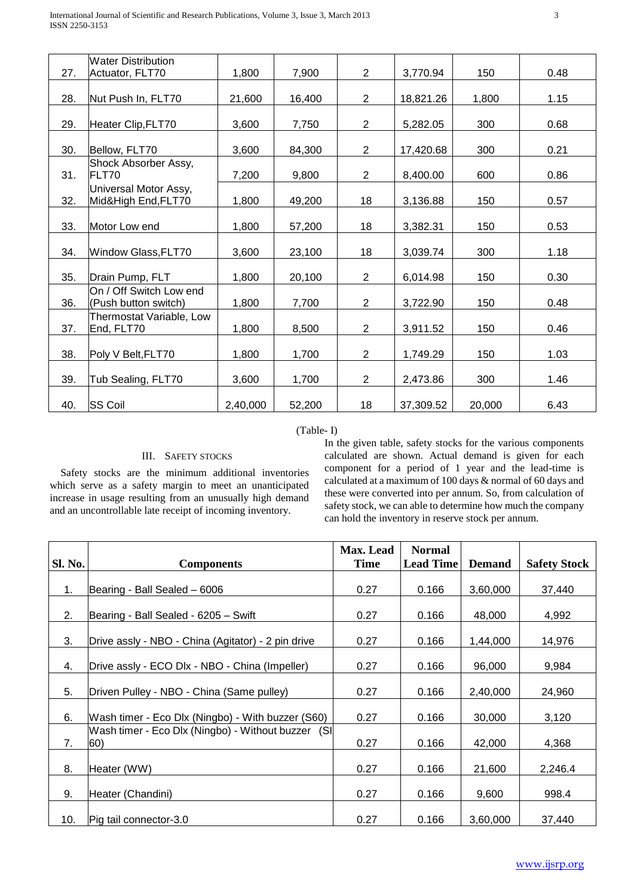| 27. | Water Distribution Actuator, FLT70 | 1,800 | 7,900 | 2 | 3,770.94 | 150 | 0.48 |
|---|---|---|---|---|---|---|---|
| 28. | Nut Push In, FLT70 | 21,600 | 16,400 | 2 | 18,821.26 | 1,800 | 1.15 |
| 29. | Heater Clip,FLT70 | 3,600 | 7,750 | 2 | 5,282.05 | 300 | 0.68 |
| 30. | Bellow, FLT70 | 3,600 | 84,300 | 2 | 17,420.68 | 300 | 0.21 |
| 31. | Shock Absorber Assy, FLT70 | 7,200 | 9,800 | 2 | 8,400.00 | 600 | 0.86 |
| 32. | Universal Motor Assy, Mid&High End,FLT70 | 1,800 | 49,200 | 18 | 3,136.88 | 150 | 0.57 |
| 33. | Motor Low end | 1,800 | 57,200 | 18 | 3,382.31 | 150 | 0.53 |
| 34. | Window Glass,FLT70 | 3,600 | 23,100 | 18 | 3,039.74 | 300 | 1.18 |
| 35. | Drain Pump, FLT | 1,800 | 20,100 | 2 | 6,014.98 | 150 | 0.30 |
| 36. | On / Off Switch Low end (Push button switch) | 1,800 | 7,700 | 2 | 3,722.90 | 150 | 0.48 |
| 37. | Thermostat Variable, Low End, FLT70 | 1,800 | 8,500 | 2 | 3,911.52 | 150 | 0.46 |
| 38. | Poly V Belt,FLT70 | 1,800 | 1,700 | 2 | 1,749.29 | 150 | 1.03 |
| 39. | Tub Sealing, FLT70 | 3,600 | 1,700 | 2 | 2,473.86 | 300 | 1.46 |
| 40. | SS Coil | 2,40,000 | 52,200 | 18 | 37,309.52 | 20,000 | 6.43 |

(Table- I)

## III. Safety Stocks

Safety stocks are the minimum additional inventories which serve as a safety margin to meet an unanticipated increase in usage resulting from an unusually high demand and an uncontrollable late receipt of incoming inventory.

In the given table, safety stocks for the various components calculated are shown. Actual demand is given for each component for a period of 1 year and the lead-time is calculated at a maximum of 100 days & normal of 60 days and these were converted into per annum. So, from calculation of safety stock, we can able to determine how much the company can hold the inventory in reserve stock per annum.

| Sl. No. | Components | Max. Lead Time | Normal Lead Time | Demand | Safety Stock |
|---|---|---|---|---|---|
| 1. | Bearing - Ball Sealed – 6006 | 0.27 | 0.166 | 3,60,000 | 37,440 |
| 2. | Bearing - Ball Sealed - 6205 – Swift | 0.27 | 0.166 | 48,000 | 4,992 |
| 3. | Drive assly - NBO - China (Agitator) - 2 pin drive | 0.27 | 0.166 | 1,44,000 | 14,976 |
| 4. | Drive assly - ECO Dlx - NBO - China (Impeller) | 0.27 | 0.166 | 96,000 | 9,984 |
| 5. | Driven Pulley - NBO - China (Same pulley) | 0.27 | 0.166 | 2,40,000 | 24,960 |
| 6. | Wash timer - Eco Dlx (Ningbo) - With buzzer (S60) | 0.27 | 0.166 | 30,000 | 3,120 |
| 7. | Wash timer - Eco Dlx (Ningbo) - Without buzzer (SI 60) | 0.27 | 0.166 | 42,000 | 4,368 |
| 8. | Heater (WW) | 0.27 | 0.166 | 21,600 | 2,246.4 |
| 9. | Heater (Chandini) | 0.27 | 0.166 | 9,600 | 998.4 |
| 10. | Pig tail connector-3.0 | 0.27 | 0.166 | 3,60,000 | 37,440 |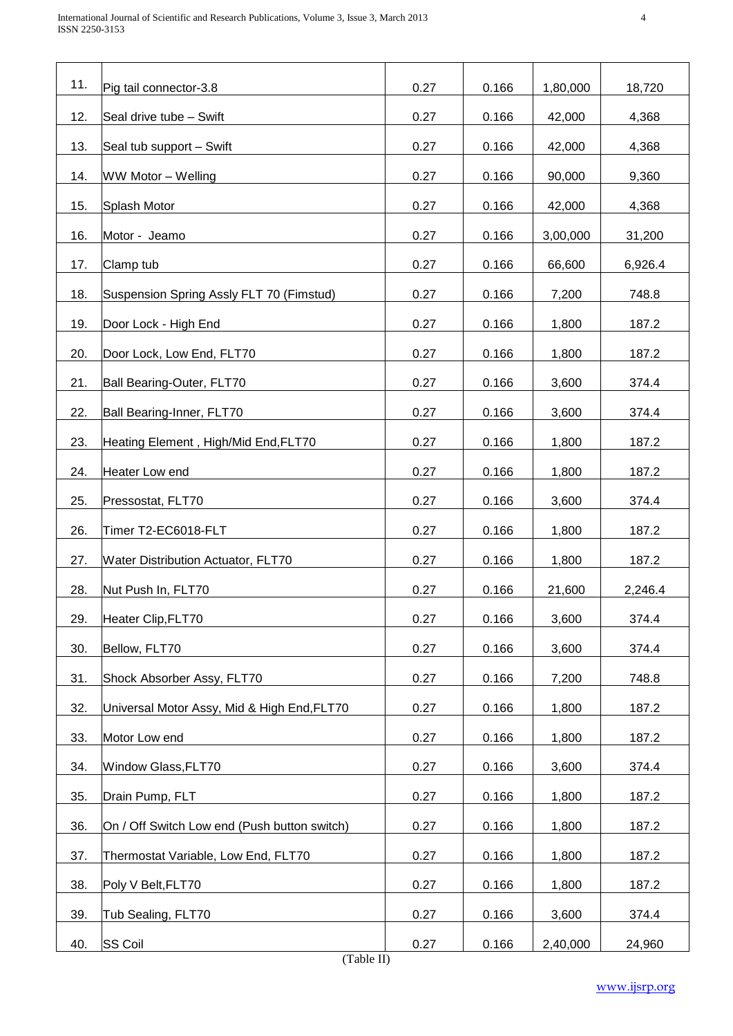| | | | | | |
|---|---|---|---|---|---|
| 11. | Pig tail connector-3.8 | 0.27 | 0.166 | 1,80,000 | 18,720 |
| 12. | Seal drive tube – Swift | 0.27 | 0.166 | 42,000 | 4,368 |
| 13. | Seal tub support – Swift | 0.27 | 0.166 | 42,000 | 4,368 |
| 14. | WW Motor – Welling | 0.27 | 0.166 | 90,000 | 9,360 |
| 15. | Splash Motor | 0.27 | 0.166 | 42,000 | 4,368 |
| 16. | Motor - Jeamo | 0.27 | 0.166 | 3,00,000 | 31,200 |
| 17. | Clamp tub | 0.27 | 0.166 | 66,600 | 6,926.4 |
| 18. | Suspension Spring Assly FLT 70 (Fimstud) | 0.27 | 0.166 | 7,200 | 748.8 |
| 19. | Door Lock - High End | 0.27 | 0.166 | 1,800 | 187.2 |
| 20. | Door Lock, Low End, FLT70 | 0.27 | 0.166 | 1,800 | 187.2 |
| 21. | Ball Bearing-Outer, FLT70 | 0.27 | 0.166 | 3,600 | 374.4 |
| 22. | Ball Bearing-Inner, FLT70 | 0.27 | 0.166 | 3,600 | 374.4 |
| 23. | Heating Element , High/Mid End,FLT70 | 0.27 | 0.166 | 1,800 | 187.2 |
| 24. | Heater Low end | 0.27 | 0.166 | 1,800 | 187.2 |
| 25. | Pressostat, FLT70 | 0.27 | 0.166 | 3,600 | 374.4 |
| 26. | Timer T2-EC6018-FLT | 0.27 | 0.166 | 1,800 | 187.2 |
| 27. | Water Distribution Actuator, FLT70 | 0.27 | 0.166 | 1,800 | 187.2 |
| 28. | Nut Push In, FLT70 | 0.27 | 0.166 | 21,600 | 2,246.4 |
| 29. | Heater Clip,FLT70 | 0.27 | 0.166 | 3,600 | 374.4 |
| 30. | Bellow, FLT70 | 0.27 | 0.166 | 3,600 | 374.4 |
| 31. | Shock Absorber Assy, FLT70 | 0.27 | 0.166 | 7,200 | 748.8 |
| 32. | Universal Motor Assy, Mid & High End,FLT70 | 0.27 | 0.166 | 1,800 | 187.2 |
| 33. | Motor Low end | 0.27 | 0.166 | 1,800 | 187.2 |
| 34. | Window Glass,FLT70 | 0.27 | 0.166 | 3,600 | 374.4 |
| 35. | Drain Pump, FLT | 0.27 | 0.166 | 1,800 | 187.2 |
| 36. | On / Off Switch Low end (Push button switch) | 0.27 | 0.166 | 1,800 | 187.2 |
| 37. | Thermostat Variable, Low End, FLT70 | 0.27 | 0.166 | 1,800 | 187.2 |
| 38. | Poly V Belt,FLT70 | 0.27 | 0.166 | 1,800 | 187.2 |
| 39. | Tub Sealing, FLT70 | 0.27 | 0.166 | 3,600 | 374.4 |
| 40. | SS Coil | 0.27 | 0.166 | 2,40,000 | 24,960 |

(Table II)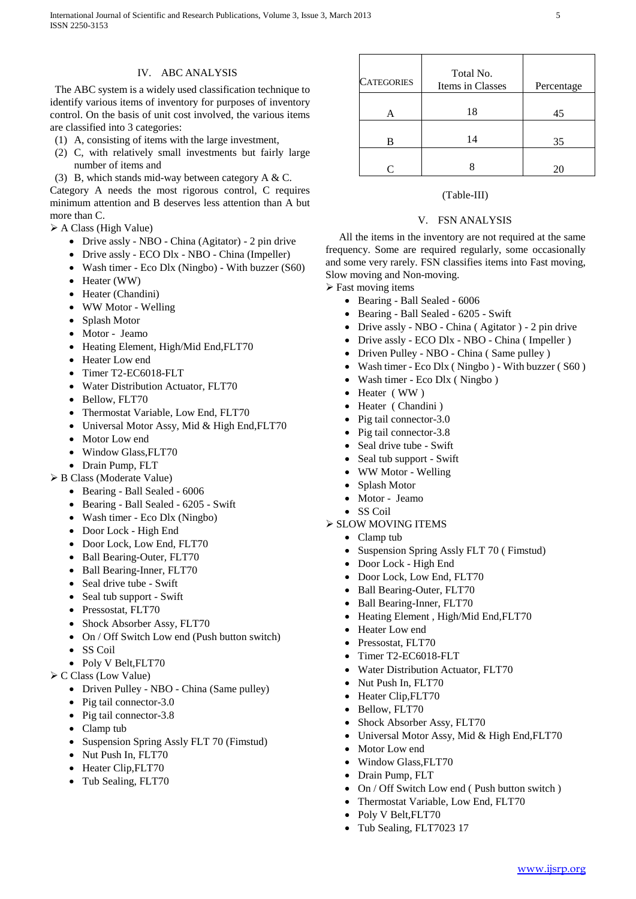## IV. ABC ANALYSIS

The ABC system is a widely used classification technique to identify various items of inventory for purposes of inventory control. On the basis of unit cost involved, the various items are classified into 3 categories:

1. A, consisting of items with the large investment,
2. C, with relatively small investments but fairly large number of items and
3. B, which stands mid-way between category A & C.

Category A needs the most rigorous control, C requires minimum attention and B deserves less attention than A but more than C.

- A Class (High Value)
  - Drive assly - NBO - China (Agitator) - 2 pin drive
  - Drive assly - ECO Dlx - NBO - China (Impeller)
  - Wash timer - Eco Dlx (Ningbo) - With buzzer (S60)
  - Heater (WW)
  - Heater (Chandini)
  - WW Motor - Welling
  - Splash Motor
  - Motor - Jeamo
  - Heating Element, High/Mid End,FLT70
  - Heater Low end
  - Timer T2-EC6018-FLT
  - Water Distribution Actuator, FLT70
  - Bellow, FLT70
  - Thermostat Variable, Low End, FLT70
  - Universal Motor Assy, Mid & High End,FLT70
  - Motor Low end
  - Window Glass,FLT70
  - Drain Pump, FLT
- B Class (Moderate Value)
  - Bearing - Ball Sealed - 6006
  - Bearing - Ball Sealed - 6205 - Swift
  - Wash timer - Eco Dlx (Ningbo)
  - Door Lock - High End
  - Door Lock, Low End, FLT70
  - Ball Bearing-Outer, FLT70
  - Ball Bearing-Inner, FLT70
  - Seal drive tube - Swift
  - Seal tub support - Swift
  - Pressostat, FLT70
  - Shock Absorber Assy, FLT70
  - On / Off Switch Low end (Push button switch)
  - SS Coil
  - Poly V Belt,FLT70
- C Class (Low Value)
  - Driven Pulley - NBO - China (Same pulley)
  - Pig tail connector-3.0
  - Pig tail connector-3.8
  - Clamp tub
  - Suspension Spring Assly FLT 70 (Fimstud)
  - Nut Push In, FLT70
  - Heater Clip,FLT70
  - Tub Sealing, FLT70

| CATEGORIES | Total No. Items in Classes | Percentage |
|---|---|---|
| A | 18 | 45 |
| B | 14 | 35 |
| C | 8 | 20 |

(Table-III)

## V. FSN ANALYSIS

All the items in the inventory are not required at the same frequency. Some are required regularly, some occasionally and some very rarely. FSN classifies items into Fast moving, Slow moving and Non-moving.

- Fast moving items
  - Bearing - Ball Sealed - 6006
  - Bearing - Ball Sealed - 6205 - Swift
  - Drive assly - NBO - China ( Agitator ) - 2 pin drive
  - Drive assly - ECO Dlx - NBO - China ( Impeller )
  - Driven Pulley - NBO - China ( Same pulley )
  - Wash timer - Eco Dlx ( Ningbo ) - With buzzer ( S60 )
  - Wash timer - Eco Dlx ( Ningbo )
  - Heater ( WW )
  - Heater ( Chandini )
  - Pig tail connector-3.0
  - Pig tail connector-3.8
  - Seal drive tube - Swift
  - Seal tub support - Swift
  - WW Motor - Welling
  - Splash Motor
  - Motor - Jeamo
  - SS Coil
- SLOW MOVING ITEMS
  - Clamp tub
  - Suspension Spring Assly FLT 70 ( Fimstud)
  - Door Lock - High End
  - Door Lock, Low End, FLT70
  - Ball Bearing-Outer, FLT70
  - Ball Bearing-Inner, FLT70
  - Heating Element , High/Mid End,FLT70
  - Heater Low end
  - Pressostat, FLT70
  - Timer T2-EC6018-FLT
  - Water Distribution Actuator, FLT70
  - Nut Push In, FLT70
  - Heater Clip,FLT70
  - Bellow, FLT70
  - Shock Absorber Assy, FLT70
  - Universal Motor Assy, Mid & High End,FLT70
  - Motor Low end
  - Window Glass,FLT70
  - Drain Pump, FLT
  - On / Off Switch Low end ( Push button switch )
  - Thermostat Variable, Low End, FLT70
  - Poly V Belt,FLT70
  - Tub Sealing, FLT7023 17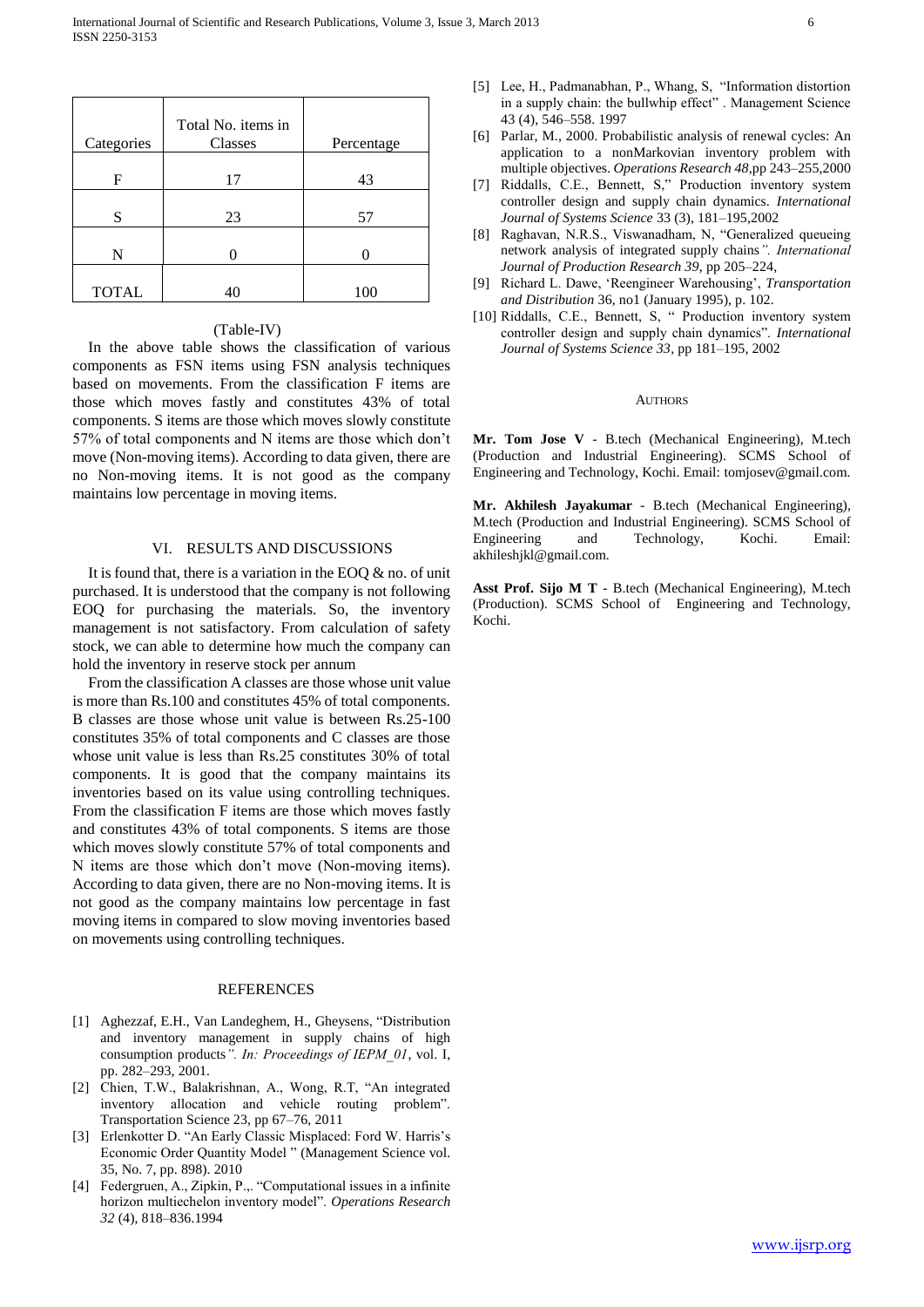| Categories | Total No. items in Classes | Percentage |
| --- | --- | --- |
| F | 17 | 43 |
| S | 23 | 57 |
| N | 0 | 0 |
| TOTAL | 40 | 100 |

(Table-IV)

In the above table shows the classification of various components as FSN items using FSN analysis techniques based on movements. From the classification F items are those which moves fastly and constitutes 43% of total components. S items are those which moves slowly constitute 57% of total components and N items are those which don't move (Non-moving items). According to data given, there are no Non-moving items. It is not good as the company maintains low percentage in moving items.

## VI. RESULTS AND DISCUSSIONS

It is found that, there is a variation in the EOQ & no. of unit purchased. It is understood that the company is not following EOQ for purchasing the materials. So, the inventory management is not satisfactory. From calculation of safety stock, we can able to determine how much the company can hold the inventory in reserve stock per annum

From the classification A classes are those whose unit value is more than Rs.100 and constitutes 45% of total components. B classes are those whose unit value is between Rs.25-100 constitutes 35% of total components and C classes are those whose unit value is less than Rs.25 constitutes 30% of total components. It is good that the company maintains its inventories based on its value using controlling techniques. From the classification F items are those which moves fastly and constitutes 43% of total components. S items are those which moves slowly constitute 57% of total components and N items are those which don't move (Non-moving items). According to data given, there are no Non-moving items. It is not good as the company maintains low percentage in fast moving items in compared to slow moving inventories based on movements using controlling techniques.

## REFERENCES

[1] Aghezzaf, E.H., Van Landeghem, H., Gheysens, "Distribution and inventory management in supply chains of high consumption products*". In: Proceedings of IEPM_01*, vol. I, pp. 282–293, 2001.

[2] Chien, T.W., Balakrishnan, A., Wong, R.T, "An integrated inventory allocation and vehicle routing problem". Transportation Science 23, pp 67–76, 2011

[3] Erlenkotter D. "An Early Classic Misplaced: Ford W. Harris's Economic Order Quantity Model " (Management Science vol. 35, No. 7, pp. 898). 2010

[4] Federgruen, A., Zipkin, P.,. "Computational issues in a infinite horizon multiechelon inventory model". *Operations Research 32* (4), 818–836.1994

[5] Lee, H., Padmanabhan, P., Whang, S, "Information distortion in a supply chain: the bullwhip effect" . Management Science 43 (4), 546–558. 1997

[6] Parlar, M., 2000. Probabilistic analysis of renewal cycles: An application to a nonMarkovian inventory problem with multiple objectives. *Operations Research 48*,pp 243–255,2000

[7] Riddalls, C.E., Bennett, S," Production inventory system controller design and supply chain dynamics. *International Journal of Systems Science* 33 (3), 181–195,2002

[8] Raghavan, N.R.S., Viswanadham, N, "Generalized queueing network analysis of integrated supply chains*". International Journal of Production Research 39*, pp 205–224,

[9] Richard L. Dawe, 'Reengineer Warehousing', *Transportation and Distribution* 36, no1 (January 1995), p. 102.

[10] Riddalls, C.E., Bennett, S, " Production inventory system controller design and supply chain dynamics". *International Journal of Systems Science 33*, pp 181–195, 2002

### AUTHORS

**Mr. Tom Jose V** - B.tech (Mechanical Engineering), M.tech (Production and Industrial Engineering). SCMS School of Engineering and Technology, Kochi. Email: tomjosev@gmail.com.

**Mr. Akhilesh Jayakumar** - B.tech (Mechanical Engineering), M.tech (Production and Industrial Engineering). SCMS School of Engineering and Technology, Kochi. Email: akhileshjkl@gmail.com.

**Asst Prof. Sijo M T** - B.tech (Mechanical Engineering), M.tech (Production). SCMS School of Engineering and Technology, Kochi.